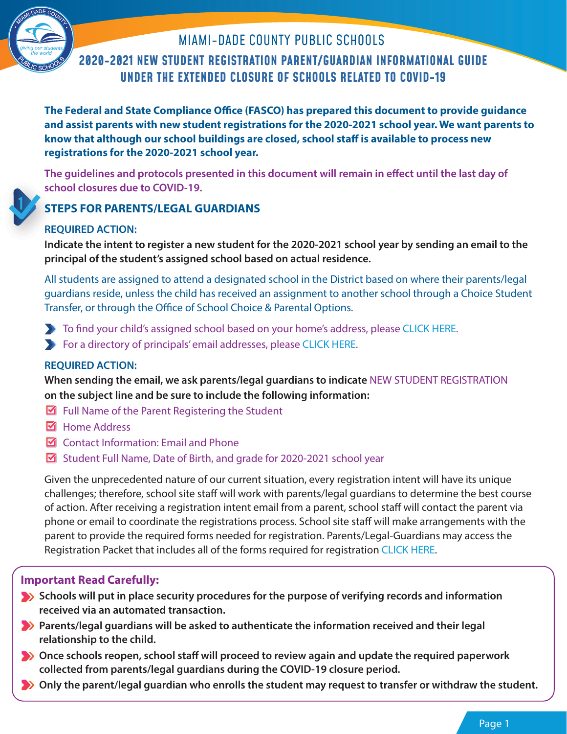# MIAMI-DADE COUNTY PUBLIC SCHOOLS

## 2020-2021 NEW STUDENT REGISTRATION PARENT/GUARDIAN INFORMATIONAL GUIDE UNDER THE EXTENDED CLOSURE OF SCHOOLS RELATED TO COVID-19

**The Federal and State Compliance Office (FASCO) has prepared this document to provide guidance and assist parents with new student registrations for the 2020-2021 school year. We want parents to know that although our school buildings are closed, school staff is available to process new registrations for the 2020-2021 school year.**

**The guidelines and protocols presented in this document will remain in effect until the last day of school closures due to COVID-19.**

### 1 STEPS FOR PARENTS/LEGAL GUARDIANS

**REQUIRED ACTION:**

**Indicate the intent to register a new student for the 2020-2021 school year by sending an email to the principal of the student's assigned school based on actual residence.**

All students are assigned to attend a designated school in the District based on where their parents/legal guardians reside, unless the child has received an assignment to another school through a Choice Student Transfer, or through the Office of School Choice & Parental Options.

- To find your child's assigned school based on your home's address, please CLICK HERE.
- For a directory of principals' email addresses, please CLICK HERE.

**REQUIRED ACTION:**

**When sending the email, we ask parents/legal guardians to indicate** NEW STUDENT REGISTRATION **on the subject line and be sure to include the following information:**

- ☑ Full Name of the Parent Registering the Student
- ☑ Home Address
- ☑ Contact Information: Email and Phone
- ☑ Student Full Name, Date of Birth, and grade for 2020-2021 school year

Given the unprecedented nature of our current situation, every registration intent will have its unique challenges; therefore, school site staff will work with parents/legal guardians to determine the best course of action. After receiving a registration intent email from a parent, school staff will contact the parent via phone or email to coordinate the registrations process. School site staff will make arrangements with the parent to provide the required forms needed for registration. Parents/Legal-Guardians may access the Registration Packet that includes all of the forms required for registration CLICK HERE.

**Important Read Carefully:**

- **Schools will put in place security procedures for the purpose of verifying records and information received via an automated transaction.**
- **Parents/legal guardians will be asked to authenticate the information received and their legal relationship to the child.**
- **Once schools reopen, school staff will proceed to review again and update the required paperwork collected from parents/legal guardians during the COVID-19 closure period.**
- **Only the parent/legal guardian who enrolls the student may request to transfer or withdraw the student.**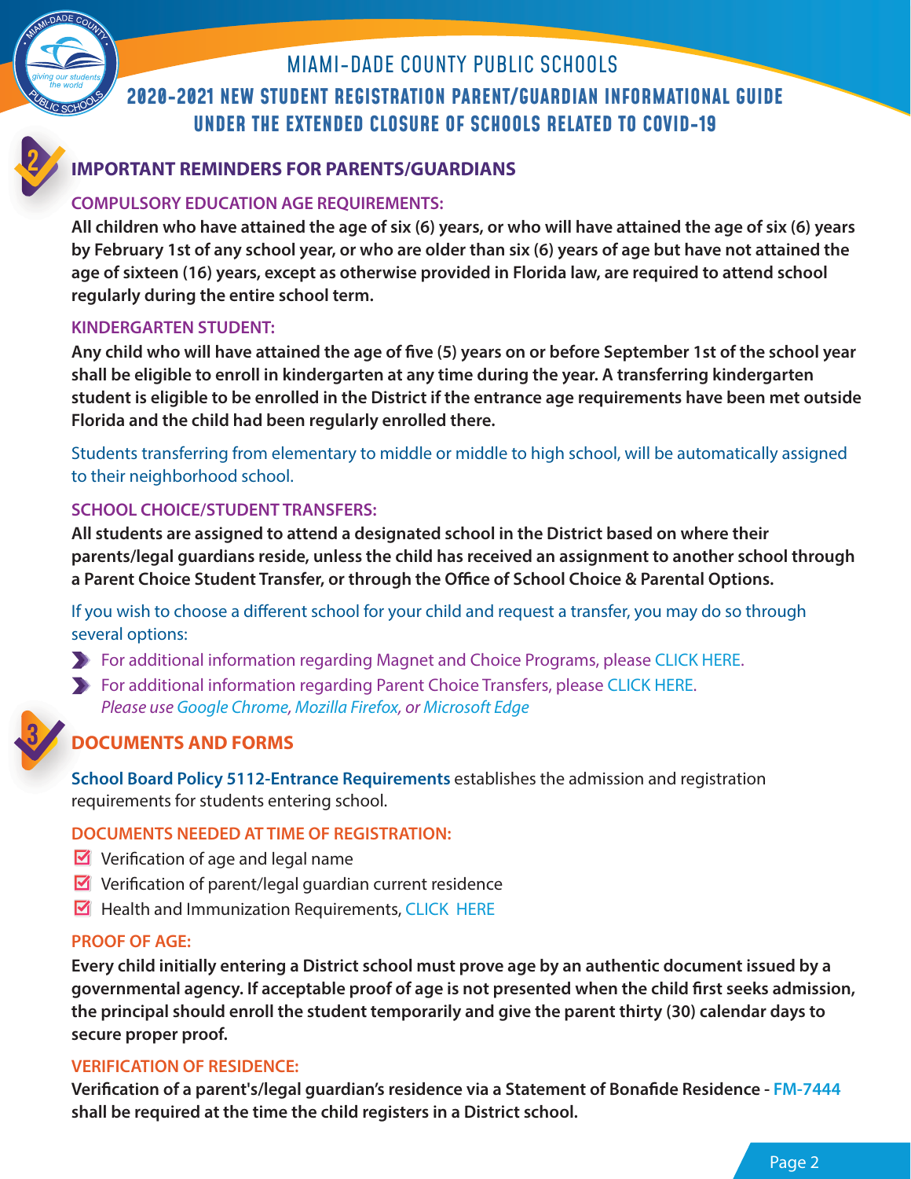## 2 IMPORTANT REMINDERS FOR PARENTS/GUARDIANS

### COMPULSORY EDUCATION AGE REQUIREMENTS:

**All children who have attained the age of six (6) years, or who will have attained the age of six (6) years by February 1st of any school year, or who are older than six (6) years of age but have not attained the age of sixteen (16) years, except as otherwise provided in Florida law, are required to attend school regularly during the entire school term.**

### KINDERGARTEN STUDENT:

**Any child who will have attained the age of five (5) years on or before September 1st of the school year shall be eligible to enroll in kindergarten at any time during the year. A transferring kindergarten student is eligible to be enrolled in the District if the entrance age requirements have been met outside Florida and the child had been regularly enrolled there.**

Students transferring from elementary to middle or middle to high school, will be automatically assigned to their neighborhood school.

### SCHOOL CHOICE/STUDENT TRANSFERS:

**All students are assigned to attend a designated school in the District based on where their parents/legal guardians reside, unless the child has received an assignment to another school through a Parent Choice Student Transfer, or through the Office of School Choice & Parental Options.**

If you wish to choose a different school for your child and request a transfer, you may do so through several options:

- For additional information regarding Magnet and Choice Programs, please CLICK HERE.
- For additional information regarding Parent Choice Transfers, please CLICK HERE.
  *Please use Google Chrome, Mozilla Firefox, or Microsoft Edge*

## 3 DOCUMENTS AND FORMS

**School Board Policy 5112-Entrance Requirements** establishes the admission and registration requirements for students entering school.

### DOCUMENTS NEEDED AT TIME OF REGISTRATION:

- Verification of age and legal name
- Verification of parent/legal guardian current residence
- Health and Immunization Requirements, CLICK HERE

### PROOF OF AGE:

**Every child initially entering a District school must prove age by an authentic document issued by a governmental agency. If acceptable proof of age is not presented when the child first seeks admission, the principal should enroll the student temporarily and give the parent thirty (30) calendar days to secure proper proof.**

### VERIFICATION OF RESIDENCE:

**Verification of a parent's/legal guardian's residence via a Statement of Bonafide Residence - FM-7444 shall be required at the time the child registers in a District school.**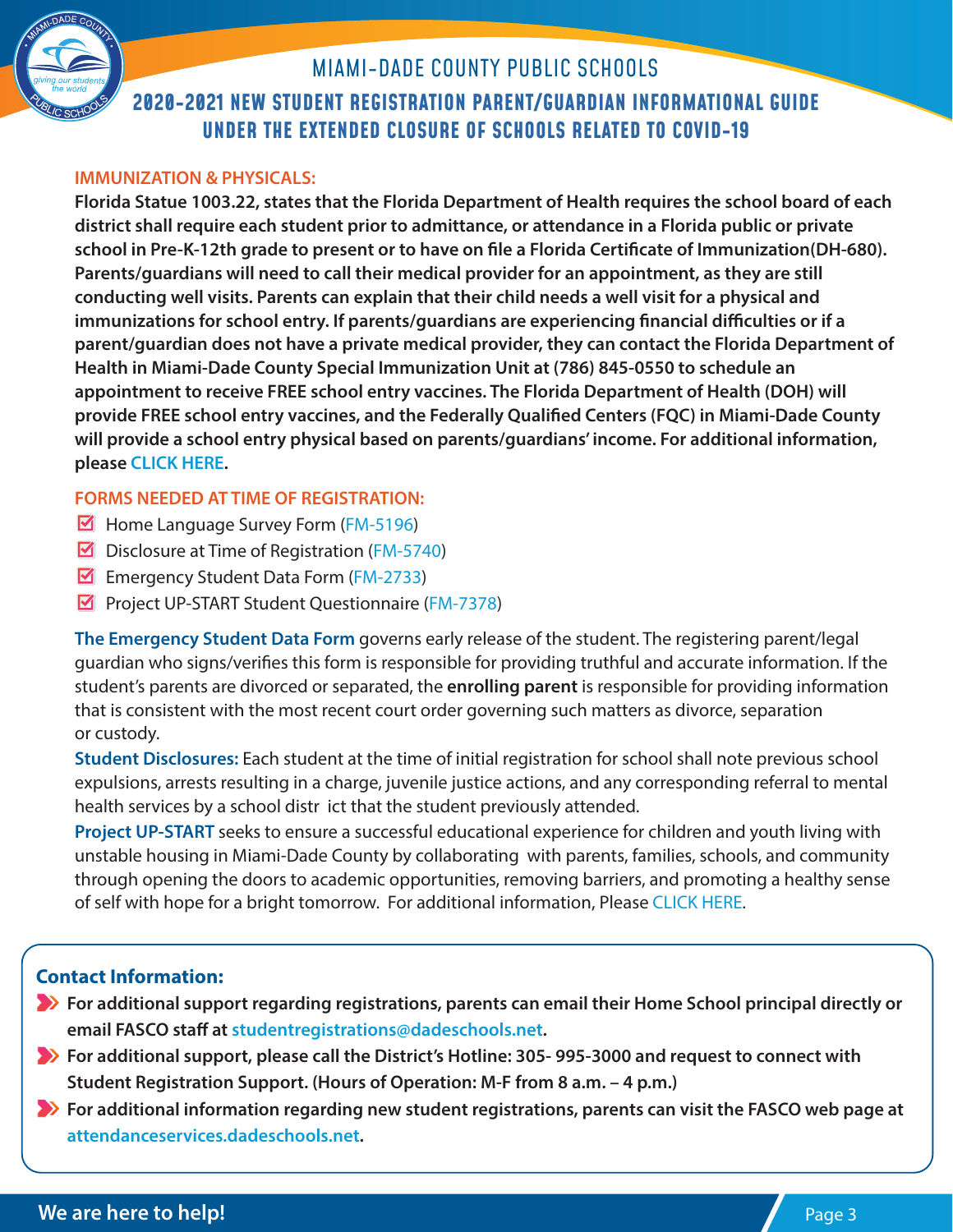# MIAMI-DADE COUNTY PUBLIC SCHOOLS

## 2020-2021 NEW STUDENT REGISTRATION PARENT/GUARDIAN INFORMATIONAL GUIDE UNDER THE EXTENDED CLOSURE OF SCHOOLS RELATED TO COVID-19

### IMMUNIZATION & PHYSICALS:

**Florida Statue 1003.22, states that the Florida Department of Health requires the school board of each district shall require each student prior to admittance, or attendance in a Florida public or private school in Pre-K-12th grade to present or to have on file a Florida Certificate of Immunization(DH-680). Parents/guardians will need to call their medical provider for an appointment, as they are still conducting well visits. Parents can explain that their child needs a well visit for a physical and immunizations for school entry. If parents/guardians are experiencing financial difficulties or if a parent/guardian does not have a private medical provider, they can contact the Florida Department of Health in Miami-Dade County Special Immunization Unit at (786) 845-0550 to schedule an appointment to receive FREE school entry vaccines. The Florida Department of Health (DOH) will provide FREE school entry vaccines, and the Federally Qualified Centers (FQC) in Miami-Dade County will provide a school entry physical based on parents/guardians' income. For additional information, please CLICK HERE.**

### FORMS NEEDED AT TIME OF REGISTRATION:

- Home Language Survey Form (FM-5196)
- Disclosure at Time of Registration (FM-5740)
- Emergency Student Data Form (FM-2733)
- Project UP-START Student Questionnaire (FM-7378)

**The Emergency Student Data Form** governs early release of the student. The registering parent/legal guardian who signs/verifies this form is responsible for providing truthful and accurate information. If the student's parents are divorced or separated, the **enrolling parent** is responsible for providing information that is consistent with the most recent court order governing such matters as divorce, separation or custody.

**Student Disclosures:** Each student at the time of initial registration for school shall note previous school expulsions, arrests resulting in a charge, juvenile justice actions, and any corresponding referral to mental health services by a school distr ict that the student previously attended.

**Project UP-START** seeks to ensure a successful educational experience for children and youth living with unstable housing in Miami-Dade County by collaborating with parents, families, schools, and community through opening the doors to academic opportunities, removing barriers, and promoting a healthy sense of self with hope for a bright tomorrow. For additional information, Please CLICK HERE.

### Contact Information:

- **For additional support regarding registrations, parents can email their Home School principal directly or email FASCO staff at studentregistrations@dadeschools.net.**
- **For additional support, please call the District's Hotline: 305- 995-3000 and request to connect with Student Registration Support. (Hours of Operation: M-F from 8 a.m. – 4 p.m.)**
- **For additional information regarding new student registrations, parents can visit the FASCO web page at attendanceservices.dadeschools.net.**

**We are here to help!**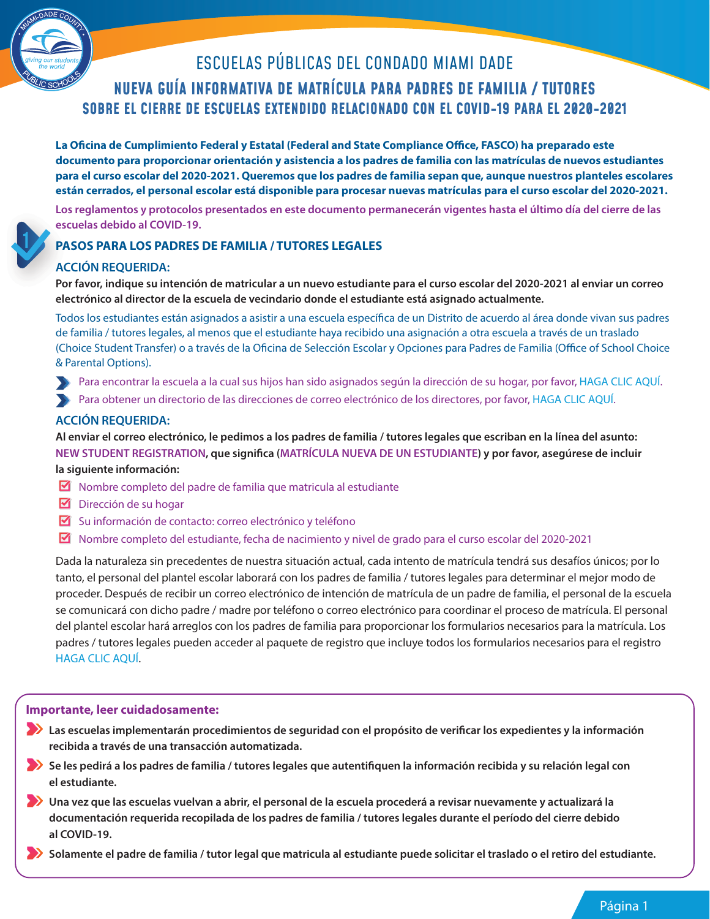# ESCUELAS PÚBLICAS DEL CONDADO MIAMI DADE

## NUEVA GUÍA INFORMATIVA DE MATRÍCULA PARA PADRES DE FAMILIA / TUTORES SOBRE EL CIERRE DE ESCUELAS EXTENDIDO RELACIONADO CON EL COVID-19 PARA EL 2020-2021

**La Oficina de Cumplimiento Federal y Estatal (Federal and State Compliance Office, FASCO) ha preparado este documento para proporcionar orientación y asistencia a los padres de familia con las matrículas de nuevos estudiantes para el curso escolar del 2020-2021. Queremos que los padres de familia sepan que, aunque nuestros planteles escolares están cerrados, el personal escolar está disponible para procesar nuevas matrículas para el curso escolar del 2020-2021.**

**Los reglamentos y protocolos presentados en este documento permanecerán vigentes hasta el último día del cierre de las escuelas debido al COVID-19.**

### 1 PASOS PARA LOS PADRES DE FAMILIA / TUTORES LEGALES

#### ACCIÓN REQUERIDA:

**Por favor, indique su intención de matricular a un nuevo estudiante para el curso escolar del 2020-2021 al enviar un correo electrónico al director de la escuela de vecindario donde el estudiante está asignado actualmente.**

Todos los estudiantes están asignados a asistir a una escuela específica de un Distrito de acuerdo al área donde vivan sus padres de familia / tutores legales, al menos que el estudiante haya recibido una asignación a otra escuela a través de un traslado (Choice Student Transfer) o a través de la Oficina de Selección Escolar y Opciones para Padres de Familia (Office of School Choice & Parental Options).

- Para encontrar la escuela a la cual sus hijos han sido asignados según la dirección de su hogar, por favor, HAGA CLIC AQUÍ.
- Para obtener un directorio de las direcciones de correo electrónico de los directores, por favor, HAGA CLIC AQUÍ.

#### ACCIÓN REQUERIDA:

**Al enviar el correo electrónico, le pedimos a los padres de familia / tutores legales que escriban en la línea del asunto: NEW STUDENT REGISTRATION, que significa (MATRÍCULA NUEVA DE UN ESTUDIANTE) y por favor, asegúrese de incluir la siguiente información:**

- ☑ Nombre completo del padre de familia que matricula al estudiante
- ☑ Dirección de su hogar
- ☑ Su información de contacto: correo electrónico y teléfono
- ☑ Nombre completo del estudiante, fecha de nacimiento y nivel de grado para el curso escolar del 2020-2021

Dada la naturaleza sin precedentes de nuestra situación actual, cada intento de matrícula tendrá sus desafíos únicos; por lo tanto, el personal del plantel escolar laborará con los padres de familia / tutores legales para determinar el mejor modo de proceder. Después de recibir un correo electrónico de intención de matrícula de un padre de familia, el personal de la escuela se comunicará con dicho padre / madre por teléfono o correo electrónico para coordinar el proceso de matrícula. El personal del plantel escolar hará arreglos con los padres de familia para proporcionar los formularios necesarios para la matrícula. Los padres / tutores legales pueden acceder al paquete de registro que incluye todos los formularios necesarios para el registro HAGA CLIC AQUÍ.

**Importante, leer cuidadosamente:**

- **Las escuelas implementarán procedimientos de seguridad con el propósito de verificar los expedientes y la información recibida a través de una transacción automatizada.**
- **Se les pedirá a los padres de familia / tutores legales que autentifiquen la información recibida y su relación legal con el estudiante.**
- **Una vez que las escuelas vuelvan a abrir, el personal de la escuela procederá a revisar nuevamente y actualizará la documentación requerida recopilada de los padres de familia / tutores legales durante el período del cierre debido al COVID-19.**
- **Solamente el padre de familia / tutor legal que matricula al estudiante puede solicitar el traslado o el retiro del estudiante.**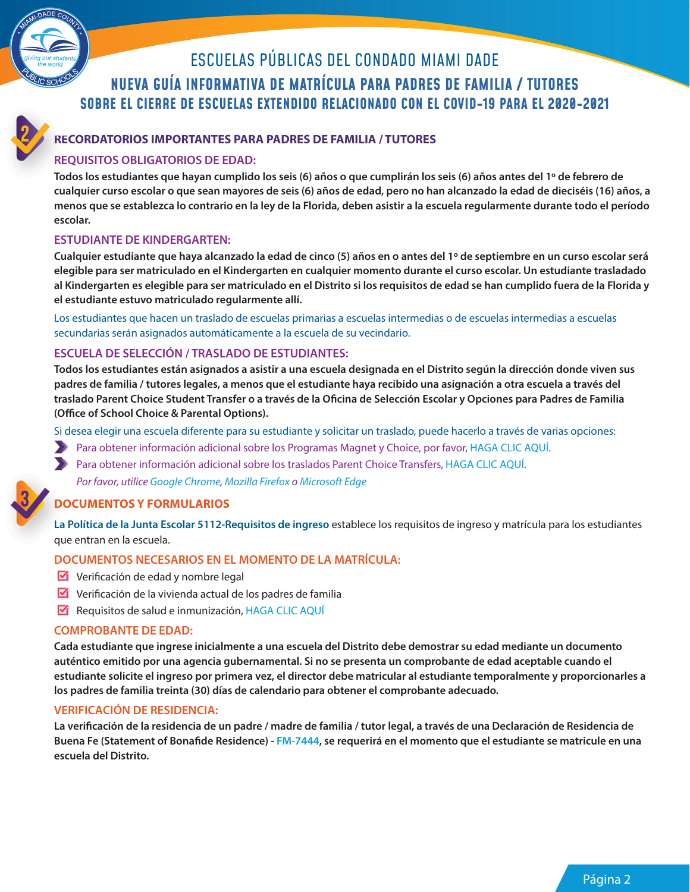# ESCUELAS PÚBLICAS DEL CONDADO MIAMI DADE

## NUEVA GUÍA INFORMATIVA DE MATRÍCULA PARA PADRES DE FAMILIA / TUTORES SOBRE EL CIERRE DE ESCUELAS EXTENDIDO RELACIONADO CON EL COVID-19 PARA EL 2020-2021

## 2 RECORDATORIOS IMPORTANTES PARA PADRES DE FAMILIA / TUTORES

### REQUISITOS OBLIGATORIOS DE EDAD:

**Todos los estudiantes que hayan cumplido los seis (6) años o que cumplirán los seis (6) años antes del 1º de febrero de cualquier curso escolar o que sean mayores de seis (6) años de edad, pero no han alcanzado la edad de dieciséis (16) años, a menos que se establezca lo contrario en la ley de la Florida, deben asistir a la escuela regularmente durante todo el período escolar.**

### ESTUDIANTE DE KINDERGARTEN:

**Cualquier estudiante que haya alcanzado la edad de cinco (5) años en o antes del 1º de septiembre en un curso escolar será elegible para ser matriculado en el Kindergarten en cualquier momento durante el curso escolar. Un estudiante trasladado al Kindergarten es elegible para ser matriculado en el Distrito si los requisitos de edad se han cumplido fuera de la Florida y el estudiante estuvo matriculado regularmente allí.**

Los estudiantes que hacen un traslado de escuelas primarias a escuelas intermedias o de escuelas intermedias a escuelas secundarias serán asignados automáticamente a la escuela de su vecindario.

### ESCUELA DE SELECCIÓN / TRASLADO DE ESTUDIANTES:

**Todos los estudiantes están asignados a asistir a una escuela designada en el Distrito según la dirección donde viven sus padres de familia / tutores legales, a menos que el estudiante haya recibido una asignación a otra escuela a través del traslado Parent Choice Student Transfer o a través de la Oficina de Selección Escolar y Opciones para Padres de Familia (Office of School Choice & Parental Options).**

Si desea elegir una escuela diferente para su estudiante y solicitar un traslado, puede hacerlo a través de varias opciones:

- Para obtener información adicional sobre los Programas Magnet y Choice, por favor, HAGA CLIC AQUÍ.
- Para obtener información adicional sobre los traslados Parent Choice Transfers, HAGA CLIC AQUÍ.

  *Por favor, utilice Google Chrome, Mozilla Firefox o Microsoft Edge*

## 3 DOCUMENTOS Y FORMULARIOS

**La Política de la Junta Escolar 5112-Requisitos de ingreso** establece los requisitos de ingreso y matrícula para los estudiantes que entran en la escuela.

### DOCUMENTOS NECESARIOS EN EL MOMENTO DE LA MATRÍCULA:

- Verificación de edad y nombre legal
- Verificación de la vivienda actual de los padres de familia
- Requisitos de salud e inmunización, HAGA CLIC AQUÍ

### COMPROBANTE DE EDAD:

**Cada estudiante que ingrese inicialmente a una escuela del Distrito debe demostrar su edad mediante un documento auténtico emitido por una agencia gubernamental. Si no se presenta un comprobante de edad aceptable cuando el estudiante solicite el ingreso por primera vez, el director debe matricular al estudiante temporalmente y proporcionarles a los padres de familia treinta (30) días de calendario para obtener el comprobante adecuado.**

### VERIFICACIÓN DE RESIDENCIA:

**La verificación de la residencia de un padre / madre de familia / tutor legal, a través de una Declaración de Residencia de Buena Fe (Statement of Bonafide Residence) - FM-7444, se requerirá en el momento que el estudiante se matricule en una escuela del Distrito.**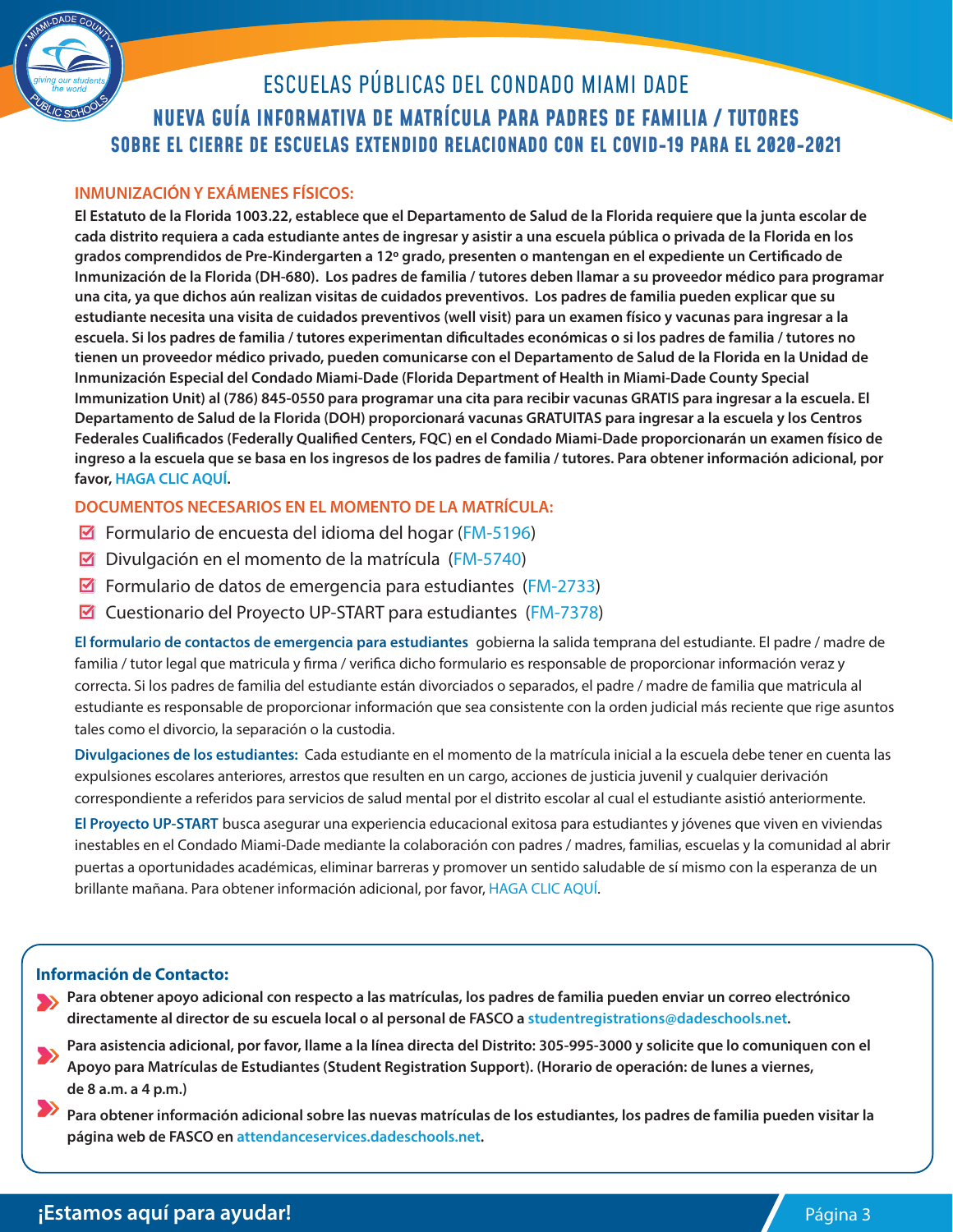# ESCUELAS PÚBLICAS DEL CONDADO MIAMI DADE

## NUEVA GUÍA INFORMATIVA DE MATRÍCULA PARA PADRES DE FAMILIA / TUTORES SOBRE EL CIERRE DE ESCUELAS EXTENDIDO RELACIONADO CON EL COVID-19 PARA EL 2020-2021

### INMUNIZACIÓN Y EXÁMENES FÍSICOS:

**El Estatuto de la Florida 1003.22, establece que el Departamento de Salud de la Florida requiere que la junta escolar de cada distrito requiera a cada estudiante antes de ingresar y asistir a una escuela pública o privada de la Florida en los grados comprendidos de Pre-Kindergarten a 12º grado, presenten o mantengan en el expediente un Certificado de Inmunización de la Florida (DH-680). Los padres de familia / tutores deben llamar a su proveedor médico para programar una cita, ya que dichos aún realizan visitas de cuidados preventivos. Los padres de familia pueden explicar que su estudiante necesita una visita de cuidados preventivos (well visit) para un examen físico y vacunas para ingresar a la escuela. Si los padres de familia / tutores experimentan dificultades económicas o si los padres de familia / tutores no tienen un proveedor médico privado, pueden comunicarse con el Departamento de Salud de la Florida en la Unidad de Inmunización Especial del Condado Miami-Dade (Florida Department of Health in Miami-Dade County Special Immunization Unit) al (786) 845-0550 para programar una cita para recibir vacunas GRATIS para ingresar a la escuela. El Departamento de Salud de la Florida (DOH) proporcionará vacunas GRATUITAS para ingresar a la escuela y los Centros Federales Cualificados (Federally Qualified Centers, FQC) en el Condado Miami-Dade proporcionarán un examen físico de ingreso a la escuela que se basa en los ingresos de los padres de familia / tutores. Para obtener información adicional, por favor, HAGA CLIC AQUÍ.**

### DOCUMENTOS NECESARIOS EN EL MOMENTO DE LA MATRÍCULA:

- ☑ Formulario de encuesta del idioma del hogar (FM-5196)
- ☑ Divulgación en el momento de la matrícula (FM-5740)
- ☑ Formulario de datos de emergencia para estudiantes (FM-2733)
- ☑ Cuestionario del Proyecto UP-START para estudiantes (FM-7378)

**El formulario de contactos de emergencia para estudiantes** gobierna la salida temprana del estudiante. El padre / madre de familia / tutor legal que matricula y firma / verifica dicho formulario es responsable de proporcionar información veraz y correcta. Si los padres de familia del estudiante están divorciados o separados, el padre / madre de familia que matricula al estudiante es responsable de proporcionar información que sea consistente con la orden judicial más reciente que rige asuntos tales como el divorcio, la separación o la custodia.

**Divulgaciones de los estudiantes:** Cada estudiante en el momento de la matrícula inicial a la escuela debe tener en cuenta las expulsiones escolares anteriores, arrestos que resulten en un cargo, acciones de justicia juvenil y cualquier derivación correspondiente a referidos para servicios de salud mental por el distrito escolar al cual el estudiante asistió anteriormente.

**El Proyecto UP-START** busca asegurar una experiencia educacional exitosa para estudiantes y jóvenes que viven en viviendas inestables en el Condado Miami-Dade mediante la colaboración con padres / madres, familias, escuelas y la comunidad al abrir puertas a oportunidades académicas, eliminar barreras y promover un sentido saludable de sí mismo con la esperanza de un brillante mañana. Para obtener información adicional, por favor, HAGA CLIC AQUÍ.

### Información de Contacto:

- **Para obtener apoyo adicional con respecto a las matrículas, los padres de familia pueden enviar un correo electrónico directamente al director de su escuela local o al personal de FASCO a studentregistrations@dadeschools.net.**
- **Para asistencia adicional, por favor, llame a la línea directa del Distrito: 305-995-3000 y solicite que lo comuniquen con el Apoyo para Matrículas de Estudiantes (Student Registration Support). (Horario de operación: de lunes a viernes, de 8 a.m. a 4 p.m.)**
- **Para obtener información adicional sobre las nuevas matrículas de los estudiantes, los padres de familia pueden visitar la página web de FASCO en attendanceservices.dadeschools.net.**

**¡Estamos aquí para ayudar!**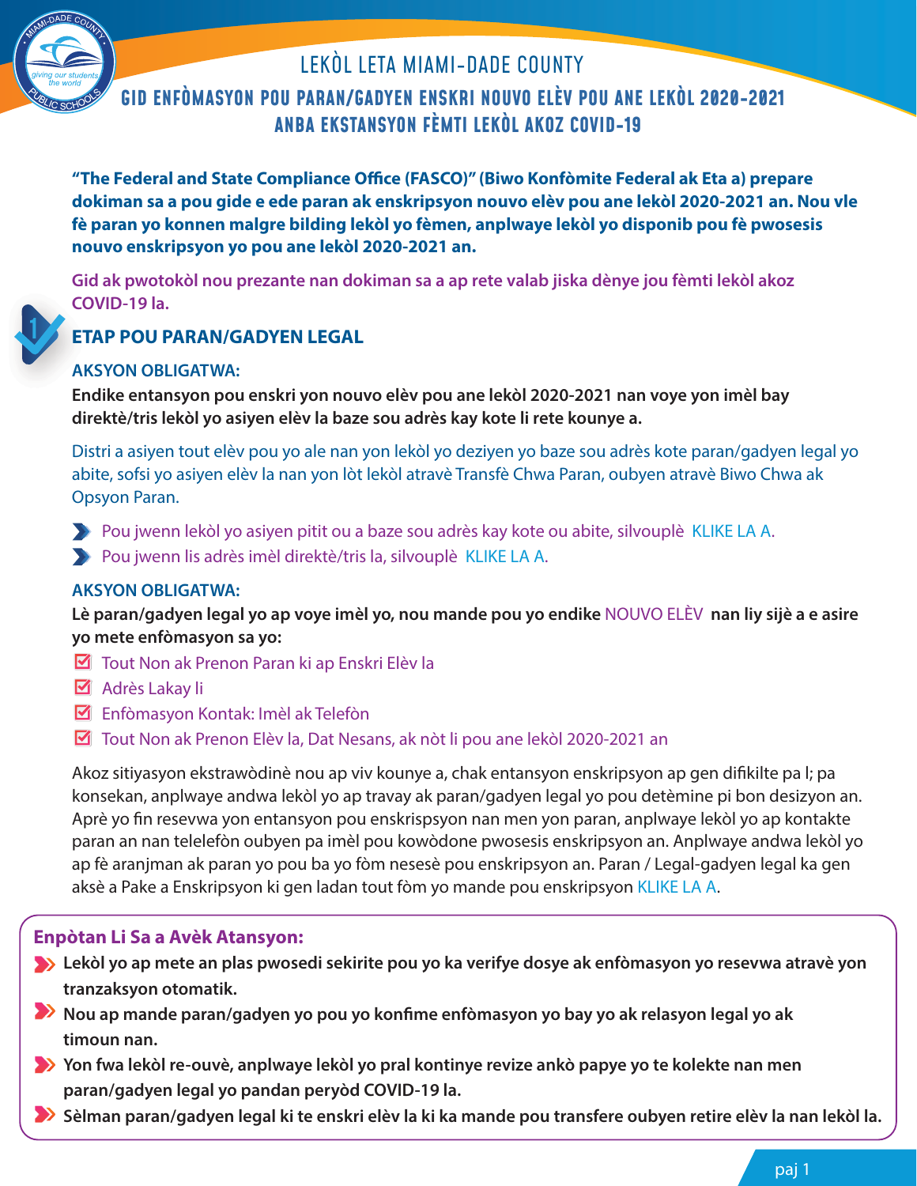# LEKÒL LETA MIAMI-DADE COUNTY

## GID ENFÒMASYON POU PARAN/GADYEN ENSKRI NOUVO ELÈV POU ANE LEKÒL 2020-2021 ANBA EKSTANSYON FÈMTI LEKÒL AKOZ COVID-19

**"The Federal and State Compliance Office (FASCO)" (Biwo Konfòmite Federal ak Eta a) prepare dokiman sa a pou gide e ede paran ak enskripsyon nouvo elèv pou ane lekòl 2020-2021 an. Nou vle fè paran yo konnen malgre bilding lekòl yo fèmen, anplwaye lekòl yo disponib pou fè pwosesis nouvo enskripsyon yo pou ane lekòl 2020-2021 an.**

**Gid ak pwotokòl nou prezante nan dokiman sa a ap rete valab jiska dènye jou fèmti lekòl akoz COVID-19 la.**

## 1 ETAP POU PARAN/GADYEN LEGAL

### AKSYON OBLIGATWA:

**Endike entansyon pou enskri yon nouvo elèv pou ane lekòl 2020-2021 nan voye yon imèl bay direktè/tris lekòl yo asiyen elèv la baze sou adrès kay kote li rete kounye a.**

Distri a asiyen tout elèv pou yo ale nan yon lekòl yo deziyen yo baze sou adrès kote paran/gadyen legal yo abite, sofsi yo asiyen elèv la nan yon lòt lekòl atravè Transfè Chwa Paran, oubyen atravè Biwo Chwa ak Opsyon Paran.

- Pou jwenn lekòl yo asiyen pitit ou a baze sou adrès kay kote ou abite, silvouplè KLIKE LA A.
- Pou jwenn lis adrès imèl direktè/tris la, silvouplè KLIKE LA A.

### AKSYON OBLIGATWA:

**Lè paran/gadyen legal yo ap voye imèl yo, nou mande pou yo endike NOUVO ELÈV nan liy sijè a e asire yo mete enfòmasyon sa yo:**

- Tout Non ak Prenon Paran ki ap Enskri Elèv la
- Adrès Lakay li
- Enfòmasyon Kontak: Imèl ak Telefòn
- Tout Non ak Prenon Elèv la, Dat Nesans, ak nòt li pou ane lekòl 2020-2021 an

Akoz sitiyasyon ekstrawòdinè nou ap viv kounye a, chak entansyon enskripsyon ap gen difikilte pa l; pa konsekan, anplwaye andwa lekòl yo ap travay ak paran/gadyen legal yo pou detèmine pi bon desizyon an. Aprè yo fin resevwa yon entansyon pou enskrispsyon nan men yon paran, anplwaye lekòl yo ap kontakte paran an nan telelefòn oubyen pa imèl pou kowòdone pwosesis enskripsyon an. Anplwaye andwa lekòl yo ap fè aranjman ak paran yo pou ba yo fòm nesesè pou enskripsyon an. Paran / Legal-gadyen legal ka gen aksè a Pake a Enskripsyon ki gen ladan tout fòm yo mande pou enskripsyon KLIKE LA A.

### Enpòtan Li Sa a Avèk Atansyon:

- **Lekòl yo ap mete an plas pwosedi sekirite pou yo ka verifye dosye ak enfòmasyon yo resevwa atravè yon tranzaksyon otomatik.**
- **Nou ap mande paran/gadyen yo pou yo konfime enfòmasyon yo bay yo ak relasyon legal yo ak timoun nan.**
- **Yon fwa lekòl re-ouvè, anplwaye lekòl yo pral kontinye revize ankò papye yo te kolekte nan men paran/gadyen legal yo pandan peryòd COVID-19 la.**
- **Sèlman paran/gadyen legal ki te enskri elèv la ki ka mande pou transfere oubyen retire elèv la nan lekòl la.**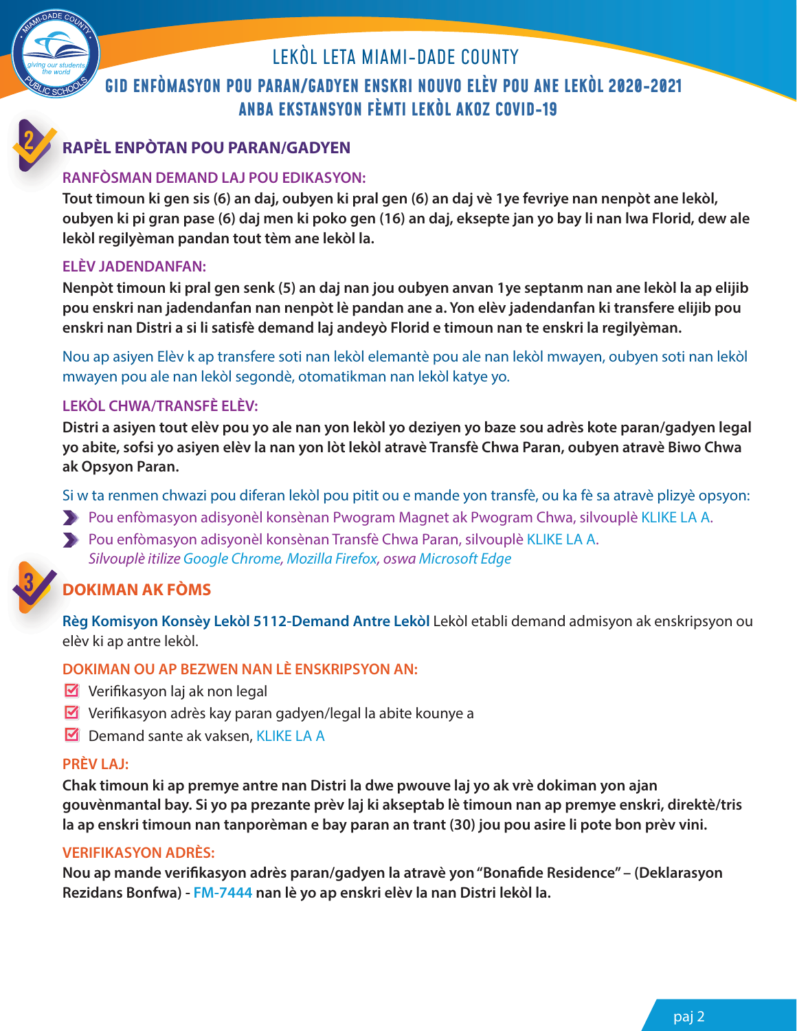# LEKÒL LETA MIAMI-DADE COUNTY

## GID ENFÒMASYON POU PARAN/GADYEN ENSKRI NOUVO ELÈV POU ANE LEKÒL 2020-2021 ANBA EKSTANSYON FÈMTI LEKÒL AKOZ COVID-19

## 2 RAPÈL ENPÒTAN POU PARAN/GADYEN

### RANFÒSMAN DEMAND LAJ POU EDIKASYON:

**Tout timoun ki gen sis (6) an daj, oubyen ki pral gen (6) an daj vè 1ye fevriye nan nenpòt ane lekòl, oubyen ki pi gran pase (6) daj men ki poko gen (16) an daj, eksepte jan yo bay li nan lwa Florid, dew ale lekòl regilyèman pandan tout tèm ane lekòl la.**

### ELÈV JADENDANFAN:

**Nenpòt timoun ki pral gen senk (5) an daj nan jou oubyen anvan 1ye septanm nan ane lekòl la ap elijib pou enskri nan jadendanfan nan nenpòt lè pandan ane a. Yon elèv jadendanfan ki transfere elijib pou enskri nan Distri a si li satisfè demand laj andeyò Florid e timoun nan te enskri la regilyèman.**

Nou ap asiyen Elèv k ap transfere soti nan lekòl elemantè pou ale nan lekòl mwayen, oubyen soti nan lekòl mwayen pou ale nan lekòl segondè, otomatikman nan lekòl katye yo.

### LEKÒL CHWA/TRANSFÈ ELÈV:

**Distri a asiyen tout elèv pou yo ale nan yon lekòl yo deziyen yo baze sou adrès kote paran/gadyen legal yo abite, sofsi yo asiyen elèv la nan yon lòt lekòl atravè Transfè Chwa Paran, oubyen atravè Biwo Chwa ak Opsyon Paran.**

Si w ta renmen chwazi pou diferan lekòl pou pitit ou e mande yon transfè, ou ka fè sa atravè plizyè opsyon:

- Pou enfòmasyon adisyonèl konsènan Pwogram Magnet ak Pwogram Chwa, silvouplè KLIKE LA A.
- Pou enfòmasyon adisyonèl konsènan Transfè Chwa Paran, silvouplè KLIKE LA A.
  *Silvouplè itilize Google Chrome, Mozilla Firefox, oswa Microsoft Edge*

## 3 DOKIMAN AK FÒMS

**Règ Komisyon Konsèy Lekòl 5112-Demand Antre Lekòl** Lekòl etabli demand admisyon ak enskripsyon ou elèv ki ap antre lekòl.

### DOKIMAN OU AP BEZWEN NAN LÈ ENSKRIPSYON AN:

- ☑ Verifikasyon laj ak non legal
- ☑ Verifikasyon adrès kay paran gadyen/legal la abite kounye a
- ☑ Demand sante ak vaksen, KLIKE LA A

### PRÈV LAJ:

**Chak timoun ki ap premye antre nan Distri la dwe pwouve laj yo ak vrè dokiman yon ajan gouvènmantal bay. Si yo pa prezante prèv laj ki akseptab lè timoun nan ap premye enskri, direktè/tris la ap enskri timoun nan tanporèman e bay paran an trant (30) jou pou asire li pote bon prèv vini.**

### VERIFIKASYON ADRÈS:

**Nou ap mande verifikasyon adrès paran/gadyen la atravè yon "Bonafide Residence" – (Deklarasyon Rezidans Bonfwa) - FM-7444 nan lè yo ap enskri elèv la nan Distri lekòl la.**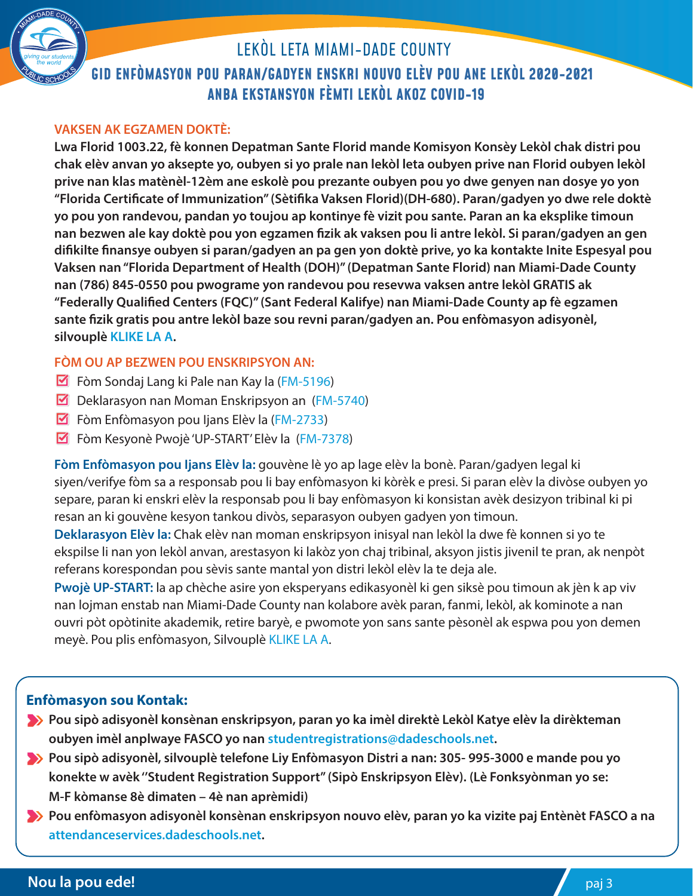# LEKÒL LETA MIAMI-DADE COUNTY

## GID ENFÒMASYON POU PARAN/GADYEN ENSKRI NOUVO ELÈV POU ANE LEKÒL 2020-2021 ANBA EKSTANSYON FÈMTI LEKÒL AKOZ COVID-19

### VAKSEN AK EGZAMEN DOKTÈ:

**Lwa Florid 1003.22, fè konnen Depatman Sante Florid mande Komisyon Konsèy Lekòl chak distri pou chak elèv anvan yo aksepte yo, oubyen si yo prale nan lekòl leta oubyen prive nan Florid oubyen lekòl prive nan klas matènèl-12èm ane eskolè pou prezante oubyen pou yo dwe genyen nan dosye yo yon "Florida Certificate of Immunization" (Sètifika Vaksen Florid)(DH-680). Paran/gadyen yo dwe rele doktè yo pou yon randevou, pandan yo toujou ap kontinye fè vizit pou sante. Paran an ka eksplike timoun nan bezwen ale kay doktè pou yon egzamen fizik ak vaksen pou li antre lekòl. Si paran/gadyen an gen difikilte finansye oubyen si paran/gadyen an pa gen yon doktè prive, yo ka kontakte Inite Espesyal pou Vaksen nan "Florida Department of Health (DOH)" (Depatman Sante Florid) nan Miami-Dade County nan (786) 845-0550 pou pwograme yon randevou pou resevwa vaksen antre lekòl GRATIS ak "Federally Qualified Centers (FQC)" (Sant Federal Kalifye) nan Miami-Dade County ap fè egzamen sante fizik gratis pou antre lekòl baze sou revni paran/gadyen an. Pou enfòmasyon adisyonèl, silvouplè KLIKE LA A.**

### FÒM OU AP BEZWEN POU ENSKRIPSYON AN:

- Fòm Sondaj Lang ki Pale nan Kay la (FM-5196)
- Deklarasyon nan Moman Enskripsyon an (FM-5740)
- Fòm Enfòmasyon pou Ijans Elèv la (FM-2733)
- Fòm Kesyonè Pwojè 'UP-START' Elèv la (FM-7378)

**Fòm Enfòmasyon pou Ijans Elèv la:** gouvène lè yo ap lage elèv la bonè. Paran/gadyen legal ki siyen/verifye fòm sa a responsab pou li bay enfòmasyon ki kòrèk e presi. Si paran elèv la divòse oubyen yo separe, paran ki enskri elèv la responsab pou li bay enfòmasyon ki konsistan avèk desizyon tribinal ki pi resan an ki gouvène kesyon tankou divòs, separasyon oubyen gadyen yon timoun.

**Deklarasyon Elèv la:** Chak elèv nan moman enskripsyon inisyal nan lekòl la dwe fè konnen si yo te ekspilse li nan yon lekòl anvan, arestasyon ki lakòz yon chaj tribinal, aksyon jistis jivenil te pran, ak nenpòt referans korespondan pou sèvis sante mantal yon distri lekòl elèv la te deja ale.

**Pwojè UP-START:** la ap chèche asire yon eksperyans edikasyonèl ki gen siksè pou timoun ak jèn k ap viv nan lojman enstab nan Miami-Dade County nan kolabore avèk paran, fanmi, lekòl, ak kominote a nan ouvri pòt opòtinite akademik, retire baryè, e pwomote yon sans sante pèsonèl ak espwa pou yon demen meyè. Pou plis enfòmasyon, Silvouplè KLIKE LA A.

### Enfòmasyon sou Kontak:

- **Pou sipò adisyonèl konsènan enskripsyon, paran yo ka imèl direktè Lekòl Katye elèv la dirèkteman oubyen imèl anplwaye FASCO yo nan studentregistrations@dadeschools.net.**
- **Pou sipò adisyonèl, silvouplè telefone Liy Enfòmasyon Distri a nan: 305- 995-3000 e mande pou yo konekte w avèk "Student Registration Support" (Sipò Enskripsyon Elèv). (Lè Fonksyònman yo se: M-F kòmanse 8è dimaten – 4è nan aprèmidi)**
- **Pou enfòmasyon adisyonèl konsènan enskripsyon nouvo elèv, paran yo ka vizite paj Entènèt FASCO a na attendanceservices.dadeschools.net.**

**Nou la pou ede!**